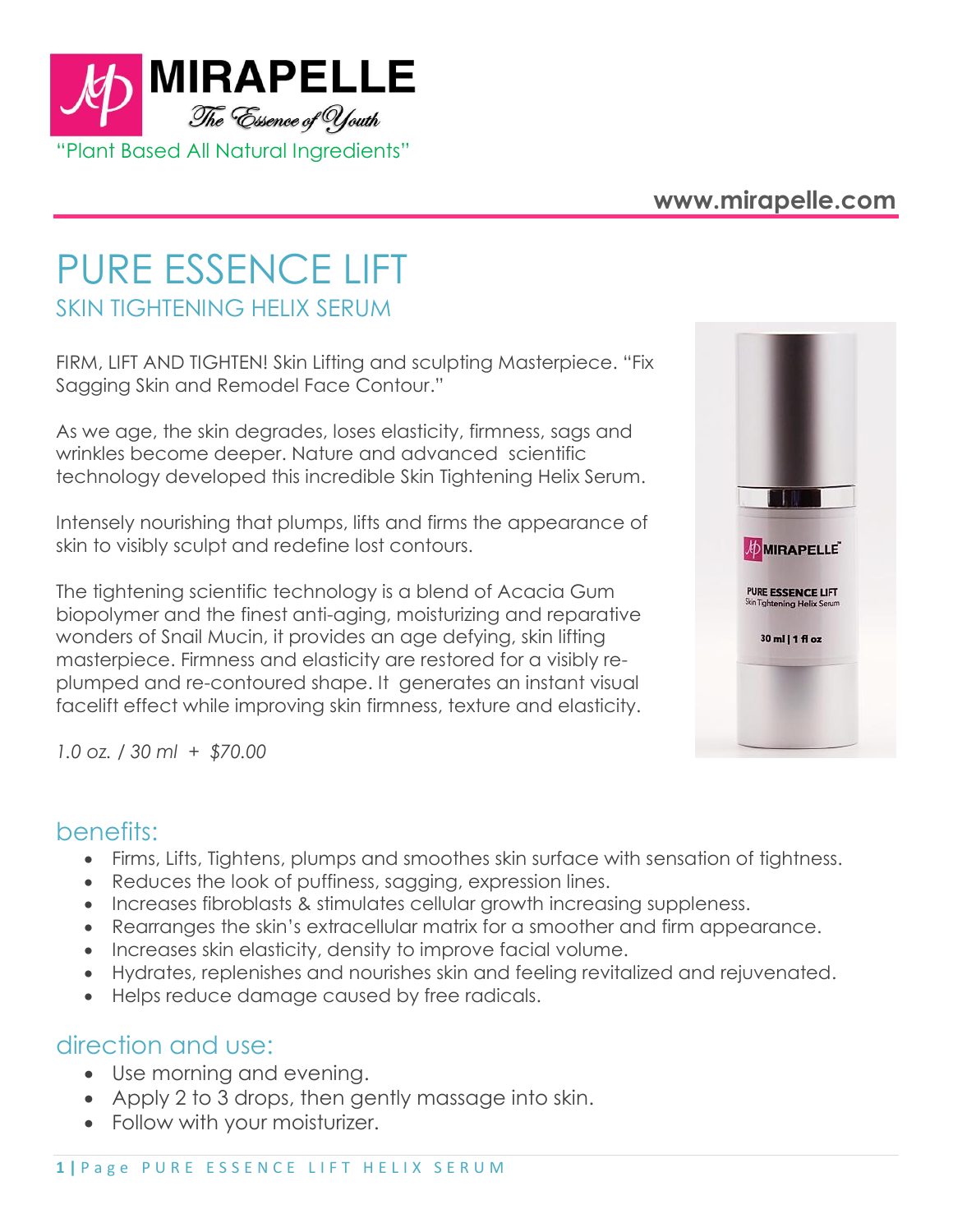**MIRAPELLE**

*The Essence of Youth*

"Plant Based All Natural Ingredients"

**www.mirapelle.com**

# PURE ESSENCE LIFT

## SKIN TIGHTENING HELIX SERUM

FIRM, LIFT AND TIGHTEN! Skin Lifting and sculpting Masterpiece. "Fix Sagging Skin and Remodel Face Contour."

As we age, the skin degrades, loses elasticity, firmness, sags and wrinkles become deeper. Nature and advanced scientific technology developed this incredible Skin Tightening Helix Serum.

Intensely nourishing that plumps, lifts and firms the appearance of skin to visibly sculpt and redefine lost contours.

The tightening scientific technology is a blend of Acacia Gum biopolymer and the finest anti-aging, moisturizing and reparative wonders of Snail Mucin, it provides an age defying, skin lifting masterpiece. Firmness and elasticity are restored for a visibly re-plumped and re-contoured shape. It generates an instant visual facelift effect while improving skin firmness, texture and elasticity.

*1.0 oz. / 30 ml + $70.00*

## benefits:

- Firms, Lifts, Tightens, plumps and smoothes skin surface with sensation of tightness.
- Reduces the look of puffiness, sagging, expression lines.
- Increases fibroblasts & stimulates cellular growth increasing suppleness.
- Rearranges the skin's extracellular matrix for a smoother and firm appearance.
- Increases skin elasticity, density to improve facial volume.
- Hydrates, replenishes and nourishes skin and feeling revitalized and rejuvenated.
- Helps reduce damage caused by free radicals.

## direction and use:

- Use morning and evening.
- Apply 2 to 3 drops, then gently massage into skin.
- Follow with your moisturizer.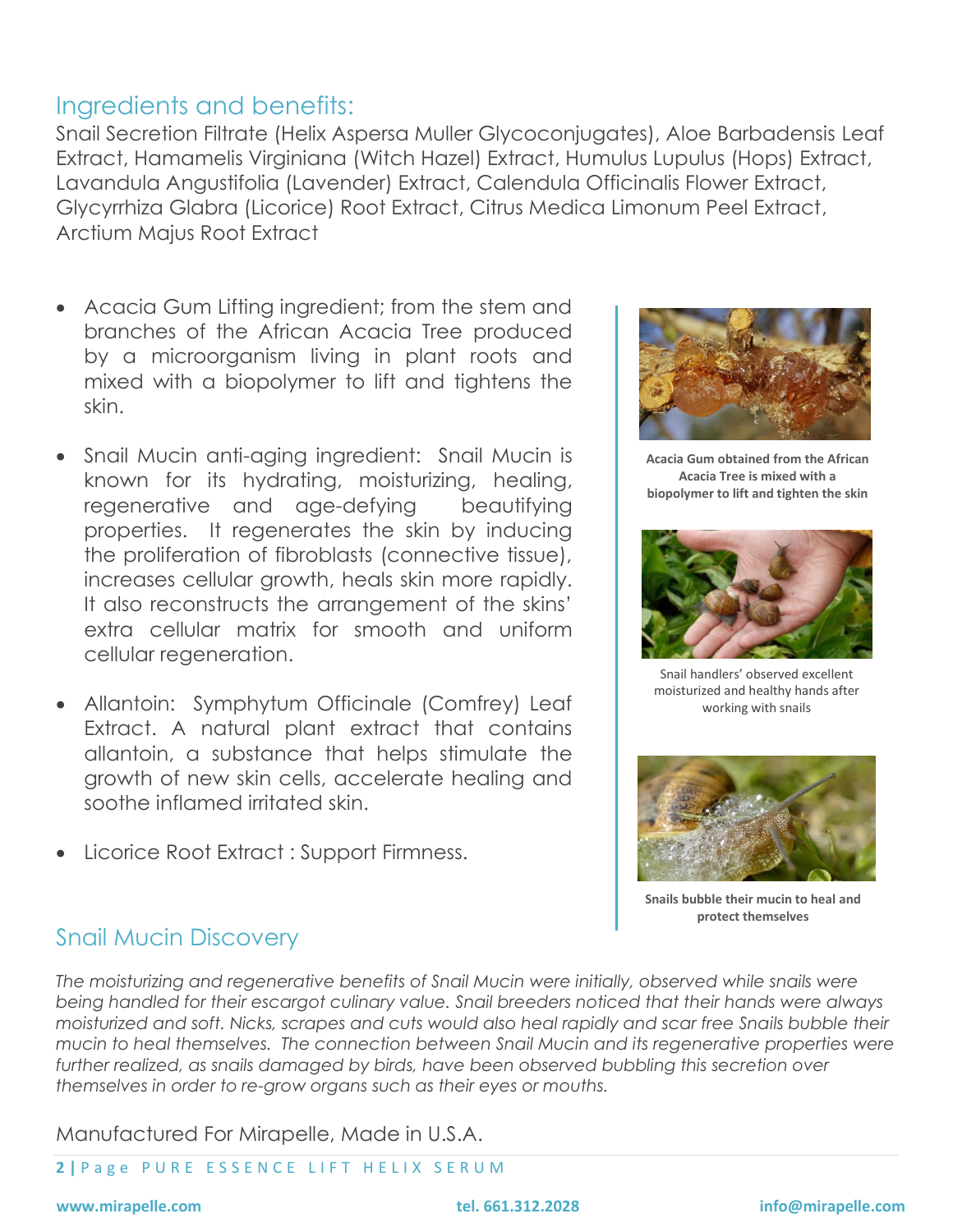## Ingredients and benefits:

Snail Secretion Filtrate (Helix Aspersa Muller Glycoconjugates), Aloe Barbadensis Leaf Extract, Hamamelis Virginiana (Witch Hazel) Extract, Humulus Lupulus (Hops) Extract, Lavandula Angustifolia (Lavender) Extract, Calendula Officinalis Flower Extract, Glycyrrhiza Glabra (Licorice) Root Extract, Citrus Medica Limonum Peel Extract, Arctium Majus Root Extract

- Acacia Gum Lifting ingredient; from the stem and branches of the African Acacia Tree produced by a microorganism living in plant roots and mixed with a biopolymer to lift and tightens the skin.
- Snail Mucin anti-aging ingredient: Snail Mucin is known for its hydrating, moisturizing, healing, regenerative and age-defying beautifying properties. It regenerates the skin by inducing the proliferation of fibroblasts (connective tissue), increases cellular growth, heals skin more rapidly. It also reconstructs the arrangement of the skins' extra cellular matrix for smooth and uniform cellular regeneration.
- Allantoin: Symphytum Officinale (Comfrey) Leaf Extract. A natural plant extract that contains allantoin, a substance that helps stimulate the growth of new skin cells, accelerate healing and soothe inflamed irritated skin.
- Licorice Root Extract : Support Firmness.

**Acacia Gum obtained from the African Acacia Tree is mixed with a biopolymer to lift and tighten the skin**

Snail handlers' observed excellent moisturized and healthy hands after working with snails

**Snails bubble their mucin to heal and protect themselves**

## Snail Mucin Discovery

*The moisturizing and regenerative benefits of Snail Mucin were initially, observed while snails were being handled for their escargot culinary value. Snail breeders noticed that their hands were always moisturized and soft. Nicks, scrapes and cuts would also heal rapidly and scar free Snails bubble their mucin to heal themselves. The connection between Snail Mucin and its regenerative properties were further realized, as snails damaged by birds, have been observed bubbling this secretion over themselves in order to re-grow organs such as their eyes or mouths.*

Manufactured For Mirapelle, Made in U.S.A.